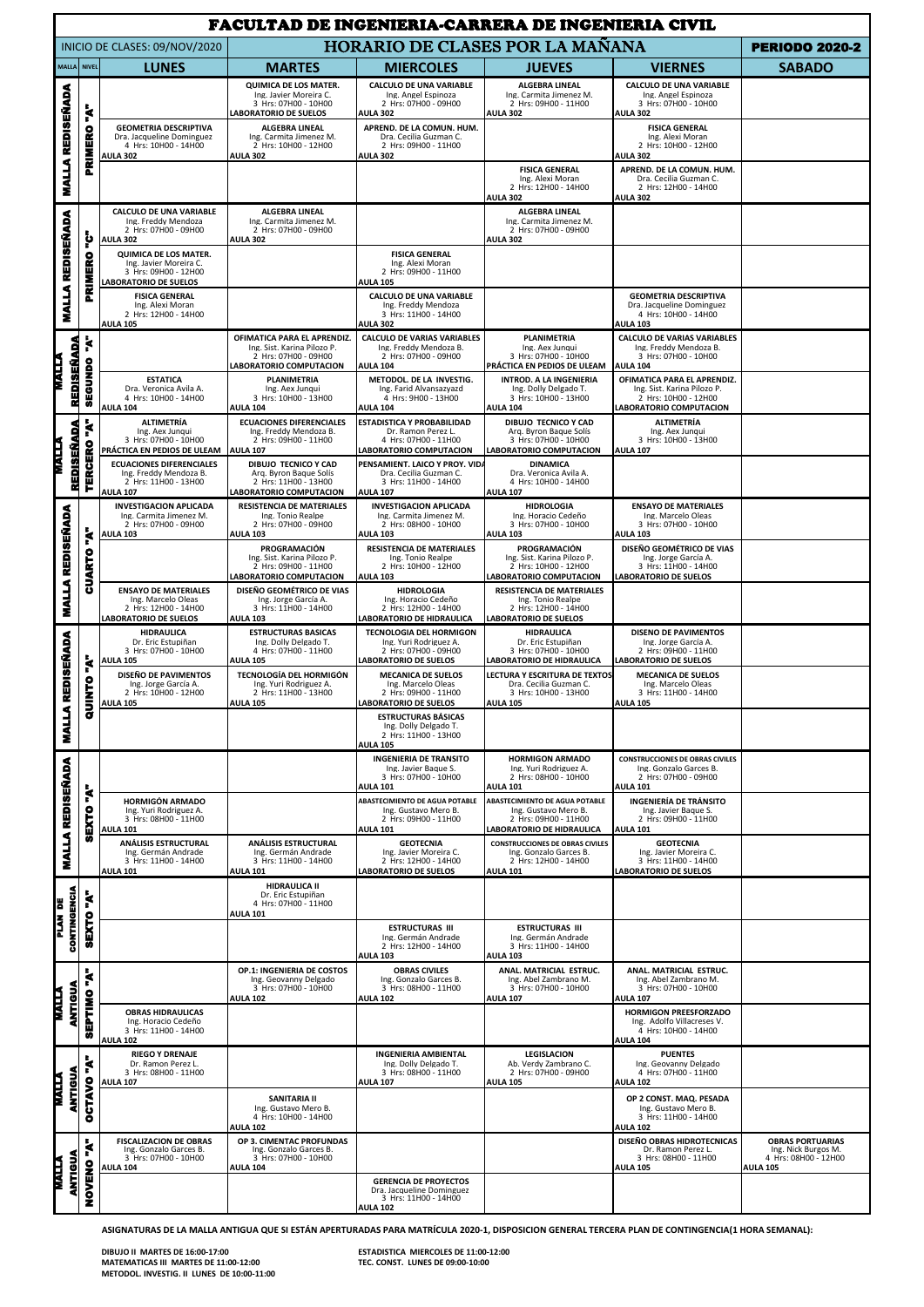# FACULTAD DE INGENIERIA-CARRERA DE INGENIERIA CIVIL

INICIO DE CLASES: 09/NOV/2020

## HORARIO DE CLASES POR LA MAÑANA

**PERIODO 2020-2**

| MALLA | NIVEL | LUNES | MARTES | MIERCOLES | JUEVES | VIERNES | SABADO |
|---|---|---|---|---|---|---|---|
| MALLA REDISEÑADA | PRIMERO "A" | | QUIMICA DE LOS MATER. Ing. Javier Moreira C. 3 Hrs: 07H00 - 10H00 LABORATORIO DE SUELOS | CALCULO DE UNA VARIABLE Ing. Angel Espinoza 2 Hrs: 07H00 - 09H00 AULA 302 | ALGEBRA LINEAL Ing. Carmita Jimenez M. 2 Hrs: 09H00 - 11H00 AULA 302 | CALCULO DE UNA VARIABLE Ing. Angel Espinoza 3 Hrs: 07H00 - 10H00 AULA 302 | |
| | | GEOMETRIA DESCRIPTIVA Dra. Jacqueline Dominguez 4 Hrs: 10H00 - 14H00 AULA 302 | ALGEBRA LINEAL Ing. Carmita Jimenez M. 2 Hrs: 10H00 - 12H00 AULA 302 | APREND. DE LA COMUN. HUM. Dra. Cecilia Guzman C. 2 Hrs: 09H00 - 11H00 AULA 302 | | FISICA GENERAL Ing. Alexi Moran 2 Hrs: 10H00 - 12H00 AULA 302 | |
| | | | | | FISICA GENERAL Ing. Alexi Moran 2 Hrs: 12H00 - 14H00 AULA 302 | APREND. DE LA COMUN. HUM. Dra. Cecilia Guzman C. 2 Hrs: 12H00 - 14H00 AULA 302 | |
| MALLA REDISEÑADA | PRIMERO "C" | CALCULO DE UNA VARIABLE Ing. Freddy Mendoza 2 Hrs: 07H00 - 09H00 AULA 302 | ALGEBRA LINEAL Ing. Carmita Jimenez M. 2 Hrs: 07H00 - 09H00 AULA 302 | | ALGEBRA LINEAL Ing. Carmita Jimenez M. 2 Hrs: 07H00 - 09H00 AULA 302 | | |
| | | QUIMICA DE LOS MATER. Ing. Javier Moreira C. 3 Hrs: 09H00 - 12H00 LABORATORIO DE SUELOS | | FISICA GENERAL Ing. Alexi Moran 2 Hrs: 09H00 - 11H00 AULA 105 | | | |
| | | FISICA GENERAL Ing. Alexi Moran 2 Hrs: 12H00 - 14H00 AULA 105 | | CALCULO DE UNA VARIABLE Ing. Freddy Mendoza 3 Hrs: 11H00 - 14H00 AULA 302 | | GEOMETRIA DESCRIPTIVA Dra. Jacqueline Dominguez 4 Hrs: 10H00 - 14H00 AULA 103 | |
| MALLA REDISEÑADA | SEGUNDO "A" | | OFIMATICA PARA EL APRENDIZ. Ing. Sist. Karina Pilozo P. 2 Hrs: 07H00 - 09H00 LABORATORIO COMPUTACION | CALCULO DE VARIAS VARIABLES Ing. Freddy Mendoza B. 2 Hrs: 07H00 - 09H00 AULA 104 | PLANIMETRIA Ing. Aex Junqui 3 Hrs: 07H00 - 10H00 PRÁCTICA EN PEDIOS DE ULEAM | CALCULO DE VARIAS VARIABLES Ing. Freddy Mendoza B. 3 Hrs: 07H00 - 10H00 AULA 104 | |
| | | ESTATICA Dra. Veronica Avila A. 4 Hrs: 10H00 - 14H00 AULA 104 | PLANIMETRIA Ing. Aex Junqui 3 Hrs: 10H00 - 13H00 AULA 104 | METODOL. DE LA INVESTIG. Ing. Farid Alvansazyazd 4 Hrs: 9H00 - 13H00 AULA 104 | INTROD. A LA INGENIERIA Ing. Dolly Delgado T. 3 Hrs: 10H00 - 13H00 AULA 104 | OFIMATICA PARA EL APRENDIZ. Ing. Sist. Karina Pilozo P. 2 Hrs: 10H00 - 12H00 LABORATORIO COMPUTACION | |
| MALLA REDISEÑADA | TERCERO "A" | ALTIMETRÍA Ing. Aex Junqui 3 Hrs: 07H00 - 10H00 PRÁCTICA EN PEDIOS DE ULEAM | ECUACIONES DIFERENCIALES Ing. Freddy Mendoza B. 2 Hrs: 09H00 - 11H00 AULA 107 | ESTADISTICA Y PROBABILIDAD Dr. Ramon Perez L. 4 Hrs: 07H00 - 11H00 LABORATORIO COMPUTACION | DIBUJO TECNICO Y CAD Arq. Byron Baque Solís 3 Hrs: 07H00 - 10H00 LABORATORIO COMPUTACION | ALTIMETRÍA Ing. Aex Junqui 3 Hrs: 10H00 - 13H00 AULA 107 | |
| | | ECUACIONES DIFERENCIALES Ing. Freddy Mendoza B. 2 Hrs: 11H00 - 13H00 AULA 107 | DIBUJO TECNICO Y CAD Arq. Byron Baque Solís 2 Hrs: 11H00 - 13H00 LABORATORIO COMPUTACION | PENSAMIENT. LAICO Y PROY. VIDA Dra. Cecilia Guzman C. 3 Hrs: 11H00 - 14H00 AULA 107 | DINAMICA Dra. Veronica Avila A. 4 Hrs: 10H00 - 14H00 AULA 107 | | |
| MALLA REDISEÑADA | CUARTO "A" | INVESTIGACION APLICADA Ing. Carmita Jimenez M. 2 Hrs: 07H00 - 09H00 AULA 103 | RESISTENCIA DE MATERIALES Ing. Tonio Realpe 2 Hrs: 07H00 - 09H00 AULA 103 | INVESTIGACION APLICADA Ing. Carmita Jimenez M. 2 Hrs: 08H00 - 10H00 AULA 103 | HIDROLOGIA Ing. Horacio Cedeño 3 Hrs: 07H00 - 10H00 AULA 103 | ENSAYO DE MATERIALES Ing. Marcelo Oleas 3 Hrs: 07H00 - 10H00 AULA 103 | |
| | | | PROGRAMACIÓN Ing. Sist. Karina Pilozo P. 2 Hrs: 09H00 - 11H00 LABORATORIO COMPUTACION | RESISTENCIA DE MATERIALES Ing. Tonio Realpe 2 Hrs: 10H00 - 12H00 AULA 103 | PROGRAMACIÓN Ing. Sist. Karina Pilozo P. 2 Hrs: 10H00 - 12H00 LABORATORIO COMPUTACION | DISEÑO GEOMÉTRICO DE VIAS Ing. Jorge García A. 3 Hrs: 11H00 - 14H00 LABORATORIO DE SUELOS | |
| | | ENSAYO DE MATERIALES Ing. Marcelo Oleas 2 Hrs: 12H00 - 14H00 LABORATORIO DE SUELOS | DISEÑO GEOMÉTRICO DE VIAS Ing. Jorge García A. 3 Hrs: 11H00 - 14H00 AULA 103 | HIDROLOGIA Ing. Horacio Cedeño 2 Hrs: 12H00 - 14H00 LABORATORIO DE HIDRAULICA | RESISTENCIA DE MATERIALES Ing. Tonio Realpe 2 Hrs: 12H00 - 14H00 LABORATORIO DE SUELOS | | |
| MALLA REDISEÑADA | QUINTO "A" | HIDRAULICA Dr. Eric Estupiñan 3 Hrs: 07H00 - 10H00 AULA 105 | ESTRUCTURAS BASICAS Ing. Dolly Delgado T. 4 Hrs: 07H00 - 11H00 AULA 105 | TECNOLOGIA DEL HORMIGON Ing. Yuri Rodriguez A. 2 Hrs: 07H00 - 09H00 LABORATORIO DE SUELOS | HIDRAULICA Dr. Eric Estupiñan 3 Hrs: 07H00 - 10H00 LABORATORIO DE HIDRAULICA | DISENO DE PAVIMENTOS Ing. Jorge García A. 2 Hrs: 09H00 - 11H00 LABORATORIO DE SUELOS | |
| | | DISEÑO DE PAVIMENTOS Ing. Jorge García A. 2 Hrs: 10H00 - 12H00 AULA 105 | TECNOLOGÍA DEL HORMIGÓN Ing. Yuri Rodriguez A. 2 Hrs: 11H00 - 13H00 AULA 105 | MECANICA DE SUELOS Ing. Marcelo Oleas 2 Hrs: 09H00 - 11H00 LABORATORIO DE SUELOS | LECTURA Y ESCRITURA DE TEXTOS Dra. Cecilia Guzman C. 3 Hrs: 10H00 - 13H00 AULA 105 | MECANICA DE SUELOS Ing. Marcelo Oleas 3 Hrs: 11H00 - 14H00 AULA 105 | |
| | | | | ESTRUCTURAS BÁSICAS Ing. Dolly Delgado T. 2 Hrs: 11H00 - 13H00 AULA 105 | | | |
| MALLA REDISEÑADA | SEXTO "A" | | | INGENIERIA DE TRANSITO Ing. Javier Baque S. 3 Hrs: 07H00 - 10H00 AULA 101 | HORMIGON ARMADO Ing. Yuri Rodriguez A. 2 Hrs: 08H00 - 10H00 AULA 101 | CONSTRUCCIONES DE OBRAS CIVILES Ing. Gonzalo Garces B. 2 Hrs: 07H00 - 09H00 AULA 101 | |
| | | HORMIGÓN ARMADO Ing. Yuri Rodriguez A. 3 Hrs: 08H00 - 11H00 AULA 101 | | ABASTECIMIENTO DE AGUA POTABLE Ing. Gustavo Mero B. 2 Hrs: 09H00 - 11H00 AULA 101 | ABASTECIMIENTO DE AGUA POTABLE Ing. Gustavo Mero B. 2 Hrs: 09H00 - 11H00 LABORATORIO DE HIDRAULICA | INGENIERÍA DE TRÁNSITO Ing. Javier Baque S. 2 Hrs: 09H00 - 11H00 AULA 101 | |
| | | ANÁLISIS ESTRUCTURAL Ing. Germán Andrade 3 Hrs: 11H00 - 14H00 AULA 101 | ANÁLISIS ESTRUCTURAL Ing. Germán Andrade 3 Hrs: 11H00 - 14H00 AULA 101 | GEOTECNIA Ing. Javier Moreira C. 2 Hrs: 12H00 - 14H00 LABORATORIO DE SUELOS | CONSTRUCCIONES DE OBRAS CIVILES Ing. Gonzalo Garces B. 2 Hrs: 12H00 - 14H00 AULA 101 | GEOTECNIA Ing. Javier Moreira C. 3 Hrs: 11H00 - 14H00 LABORATORIO DE SUELOS | |
| PLAN DE CONTINGENCIA | SEXTO "A" | | HIDRAULICA II Dr. Eric Estupiñan 4 Hrs: 07H00 - 11H00 AULA 101 | | | | |
| | | | | ESTRUCTURAS III Ing. Germán Andrade 2 Hrs: 12H00 - 14H00 AULA 103 | ESTRUCTURAS III Ing. Germán Andrade 3 Hrs: 11H00 - 14H00 AULA 103 | | |
| MALLA ANTIGUA | SEPTIMO "A" | | OP.1: INGENIERIA DE COSTOS Ing. Geovanny Delgado 3 Hrs: 07H00 - 10H00 AULA 102 | OBRAS CIVILES Ing. Gonzalo Garces B. 3 Hrs: 08H00 - 11H00 AULA 102 | ANAL. MATRICIAL ESTRUC. Ing. Abel Zambrano M. 3 Hrs: 07H00 - 10H00 AULA 107 | ANAL. MATRICIAL ESTRUC. Ing. Abel Zambrano M. 3 Hrs: 07H00 - 10H00 AULA 107 | |
| | | OBRAS HIDRAULICAS Ing. Horacio Cedeño 3 Hrs: 11H00 - 14H00 AULA 102 | | | | HORMIGON PRESFORZADO Ing. Adolfo Villacreses V. 4 Hrs: 10H00 - 14H00 AULA 104 | |
| MALLA ANTIGUA | OCTAVO "A" | RIEGO Y DRENAJE Dr. Ramon Perez L. 3 Hrs: 08H00 - 11H00 AULA 107 | | INGENIERIA AMBIENTAL Ing. Dolly Delgado T. 3 Hrs: 08H00 - 11H00 AULA 107 | LEGISLACION Ab. Verdy Zambrano C. 2 Hrs: 07H00 - 09H00 AULA 105 | PUENTES Ing. Geovanny Delgado 4 Hrs: 07H00 - 11H00 AULA 102 | |
| | | | SANITARIA II Ing. Gustavo Mero B. 4 Hrs: 10H00 - 14H00 AULA 102 | | | OP 2 CONST. MAQ. PESADA Ing. Gustavo Mero B. 3 Hrs: 11H00 - 14H00 AULA 102 | |
| MALLA ANTIGUA | NOVENO "A" | FISCALIZACION DE OBRAS Ing. Gonzalo Garces B. 3 Hrs: 07H00 - 10H00 AULA 104 | OP 3. CIMENTAC PROFUNDAS Ing. Gonzalo Garces B. 3 Hrs: 07H00 - 10H00 AULA 104 | | | DISEÑO OBRAS HIDROTECNICAS Dr. Ramon Perez L. 3 Hrs: 08H00 - 11H00 AULA 105 | OBRAS PORTUARIAS Ing. Nick Burgos M. 4 Hrs: 08H00 - 12H00 AULA 105 |
| | | | | GERENCIA DE PROYECTOS Dra. Jacqueline Dominguez 3 Hrs: 11H00 - 14H00 AULA 102 | | | |

**ASIGNATURAS DE LA MALLA ANTIGUA QUE SI ESTÁN APERTURADAS PARA MATRÍCULA 2020-1, DISPOSICION GENERAL TERCERA PLAN DE CONTINGENCIA(1 HORA SEMANAL):**

**DIBUJO II MARTES DE 16:00-17:00**
**MATEMATICAS III MARTES DE 11:00-12:00**
**METODOL. INVESTIG. II LUNES DE 10:00-11:00**
**ESTADISTICA MIERCOLES DE 11:00-12:00**
**TEC. CONST. LUNES DE 09:00-10:00**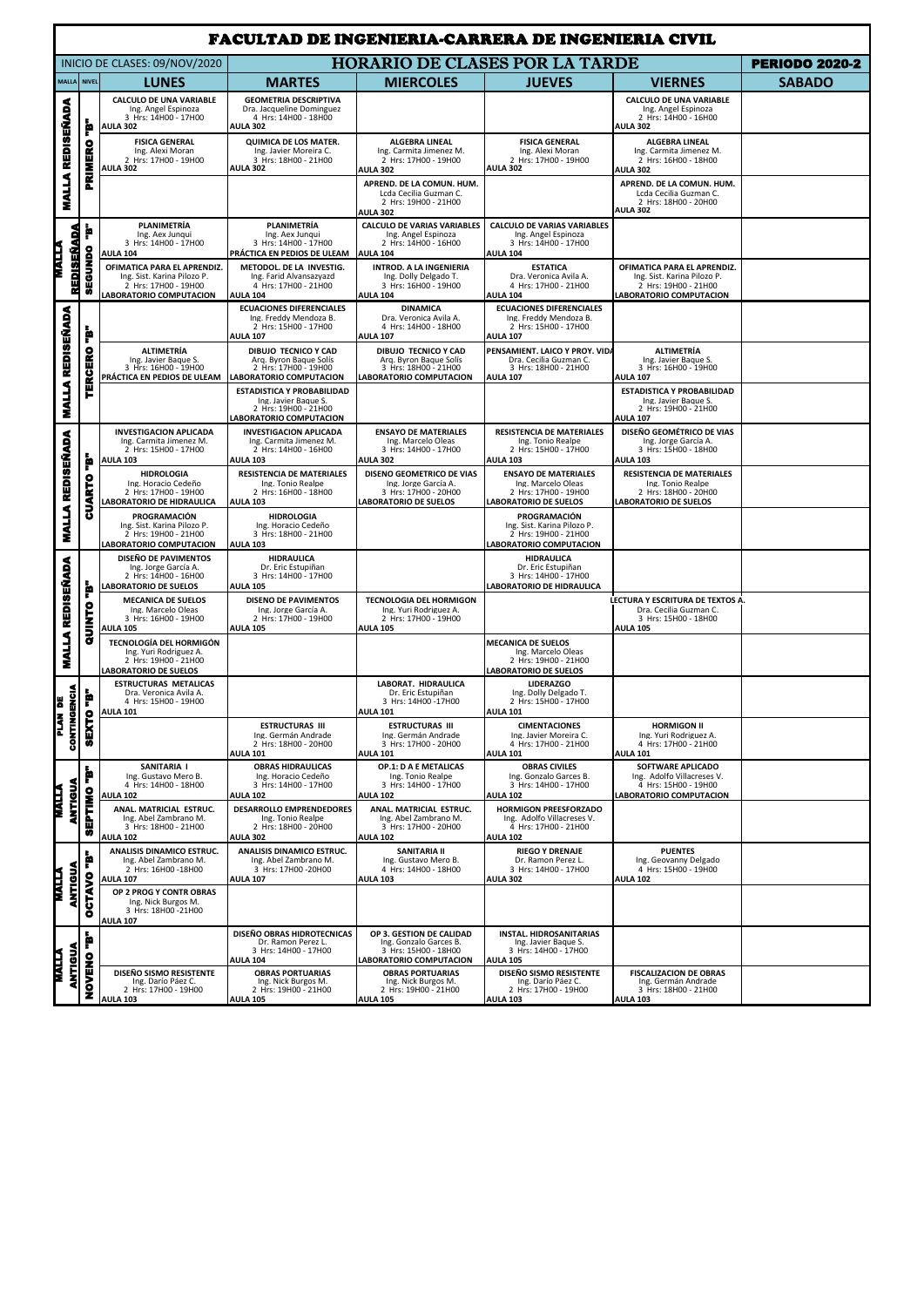# FACULTAD DE INGENIERIA-CARRERA DE INGENIERIA CIVIL

| INICIO DE CLASES: 09/NOV/2020 | | HORARIO DE CLASES POR LA TARDE | | | | | PERIODO 2020-2 |
|---|---|---|---|---|---|---|---|
| MALLA | NIVEL | LUNES | MARTES | MIERCOLES | JUEVES | VIERNES | SABADO |
| MALLA REDISEÑADA | PRIMERO "B" | CALCULO DE UNA VARIABLE Ing. Angel Espinoza 3 Hrs: 14H00 - 17H00 AULA 302 | GEOMETRIA DESCRIPTIVA Dra. Jacqueline Dominguez 4 Hrs: 14H00 - 18H00 AULA 302 | | | CALCULO DE UNA VARIABLE Ing. Angel Espinoza 2 Hrs: 14H00 - 16H00 AULA 302 | |
| | | FISICA GENERAL Ing. Alexi Moran 2 Hrs: 17H00 - 19H00 AULA 302 | QUIMICA DE LOS MATER. Ing. Javier Moreira C. 3 Hrs: 18H00 - 21H00 AULA 302 | ALGEBRA LINEAL Ing. Carmita Jimenez M. 2 Hrs: 17H00 - 19H00 AULA 302 | FISICA GENERAL Ing. Alexi Moran 2 Hrs: 17H00 - 19H00 AULA 302 | ALGEBRA LINEAL Ing. Carmita Jimenez M. 2 Hrs: 16H00 - 18H00 AULA 302 | |
| | | | | APREND. DE LA COMUN. HUM. Lcda Cecilia Guzman C. 2 Hrs: 19H00 - 21H00 AULA 302 | | APREND. DE LA COMUN. HUM. Lcda Cecilia Guzman C. 2 Hrs: 18H00 - 20H00 AULA 302 | |
| MALLA REDISEÑADA | SEGUNDO "B" | PLANIMETRÍA Ing. Aex Junqui 3 Hrs: 14H00 - 17H00 AULA 104 | PLANIMETRÍA Ing. Aex Junqui 3 Hrs: 14H00 - 17H00 PRÁCTICA EN PEDIOS DE ULEAM | CALCULO DE VARIAS VARIABLES Ing. Angel Espinoza 2 Hrs: 14H00 - 16H00 AULA 104 | CALCULO DE VARIAS VARIABLES Ing. Angel Espinoza 3 Hrs: 14H00 - 17H00 AULA 104 | | |
| | | OFIMATICA PARA EL APRENDIZ. Ing. Sist. Karina Pilozo P. 2 Hrs: 17H00 - 19H00 LABORATORIO COMPUTACION | METODOL. DE LA INVESTIG. Ing. Farid Alvansazyazd 4 Hrs: 17H00 - 21H00 AULA 104 | INTROD. A LA INGENIERIA Ing. Dolly Delgado T. 3 Hrs: 16H00 - 19H00 AULA 104 | ESTATICA Dra. Veronica Avila A. 4 Hrs: 17H00 - 21H00 AULA 104 | OFIMATICA PARA EL APRENDIZ. Ing. Sist. Karina Pilozo P. 2 Hrs: 19H00 - 21H00 LABORATORIO COMPUTACION | |
| MALLA REDISEÑADA | TERCERO "B" | | ECUACIONES DIFERENCIALES Ing. Freddy Mendoza B. 2 Hrs: 15H00 - 17H00 AULA 107 | DINAMICA Dra. Veronica Avila A. 4 Hrs: 14H00 - 18H00 AULA 107 | ECUACIONES DIFERENCIALES Ing. Freddy Mendoza B. 2 Hrs: 15H00 - 17H00 AULA 107 | | |
| | | ALTIMETRÍA Ing. Javier Baque S. 3 Hrs: 16H00 - 19H00 PRÁCTICA EN PEDIOS DE ULEAM | DIBUJO TECNICO Y CAD Arq. Byron Baque Solís 2 Hrs: 17H00 - 19H00 LABORATORIO COMPUTACION | DIBUJO TECNICO Y CAD Arq. Byron Baque Solís 3 Hrs: 18H00 - 21H00 LABORATORIO COMPUTACION | PENSAMIENT. LAICO Y PROY. VIDA Dra. Cecilia Guzman C. 3 Hrs: 18H00 - 21H00 AULA 107 | ALTIMETRÍA Ing. Javier Baque S. 3 Hrs: 16H00 - 19H00 AULA 107 | |
| | | | ESTADISTICA Y PROBABILIDAD Ing. Javier Baque S. 2 Hrs: 19H00 - 21H00 LABORATORIO COMPUTACION | | | ESTADISTICA Y PROBABILIDAD Ing. Javier Baque S. 2 Hrs: 19H00 - 21H00 AULA 107 | |
| MALLA REDISEÑADA | CUARTO "B" | INVESTIGACION APLICADA Ing. Carmita Jimenez M. 2 Hrs: 15H00 - 17H00 AULA 103 | INVESTIGACION APLICADA Ing. Carmita Jimenez M. 2 Hrs: 14H00 - 16H00 AULA 103 | ENSAYO DE MATERIALES Ing. Marcelo Oleas 3 Hrs: 14H00 - 17H00 AULA 302 | RESISTENCIA DE MATERIALES Ing. Tonio Realpe 2 Hrs: 15H00 - 17H00 AULA 103 | DISEÑO GEOMÉTRICO DE VIAS Ing. Jorge García A. 3 Hrs: 15H00 - 18H00 AULA 103 | |
| | | HIDROLOGIA Ing. Horacio Cedeño 2 Hrs: 17H00 - 19H00 LABORATORIO DE HIDRAULICA | RESISTENCIA DE MATERIALES Ing. Tonio Realpe 2 Hrs: 16H00 - 18H00 AULA 103 | DISENO GEOMETRICO DE VIAS Ing. Jorge García A. 3 Hrs: 17H00 - 20H00 LABORATORIO DE SUELOS | ENSAYO DE MATERIALES Ing. Marcelo Oleas 2 Hrs: 17H00 - 19H00 LABORATORIO DE SUELOS | RESISTENCIA DE MATERIALES Ing. Tonio Realpe 2 Hrs: 18H00 - 20H00 LABORATORIO DE SUELOS | |
| | | PROGRAMACIÓN Ing. Sist. Karina Pilozo P. 2 Hrs: 19H00 - 21H00 LABORATORIO COMPUTACION | HIDROLOGIA Ing. Horacio Cedeño 3 Hrs: 18H00 - 21H00 AULA 103 | | PROGRAMACIÓN Ing. Sist. Karina Pilozo P. 2 Hrs: 19H00 - 21H00 LABORATORIO COMPUTACION | | |
| MALLA REDISEÑADA | QUINTO "B" | DISEÑO DE PAVIMENTOS Ing. Jorge García A. 2 Hrs: 14H00 - 16H00 LABORATORIO DE SUELOS | HIDRAULICA Dr. Eric Estupiñan 3 Hrs: 14H00 - 17H00 AULA 105 | | HIDRAULICA Dr. Eric Estupiñan 3 Hrs: 14H00 - 17H00 LABORATORIO DE HIDRAULICA | | |
| | | MECANICA DE SUELOS Ing. Marcelo Oleas 3 Hrs: 16H00 - 19H00 AULA 105 | DISENO DE PAVIMENTOS Ing. Jorge García A. 2 Hrs: 17H00 - 19H00 AULA 105 | TECNOLOGIA DEL HORMIGON Ing. Yuri Rodriguez A. 2 Hrs: 17H00 - 19H00 AULA 105 | | LECTURA Y ESCRITURA DE TEXTOS A. Dra. Cecilia Guzman C. 3 Hrs: 15H00 - 18H00 AULA 105 | |
| | | TECNOLOGÍA DEL HORMIGÓN Ing. Yuri Rodriguez A. 2 Hrs: 19H00 - 21H00 LABORATORIO DE SUELOS | | | MECANICA DE SUELOS Ing. Marcelo Oleas 2 Hrs: 19H00 - 21H00 LABORATORIO DE SUELOS | | |
| PLAN DE CONTINGENCIA | SEXTO "B" | ESTRUCTURAS METALICAS Dra. Veronica Avila A. 4 Hrs: 15H00 - 19H00 AULA 101 | | LABORAT. HIDRAULICA Dr. Eric Estupiñan 3 Hrs: 14H00 -17H00 AULA 101 | LIDERAZGO Ing. Dolly Delgado T. 2 Hrs: 15H00 - 17H00 AULA 101 | | |
| | | | ESTRUCTURAS III Ing. Germán Andrade 2 Hrs: 18H00 - 20H00 AULA 101 | ESTRUCTURAS III Ing. Germán Andrade 3 Hrs: 17H00 - 20H00 AULA 101 | CIMENTACIONES Ing. Javier Moreira C. 4 Hrs: 17H00 - 21H00 AULA 101 | HORMIGON II Ing. Yuri Rodriguez A. 4 Hrs: 17H00 - 21H00 AULA 101 | |
| MALLA ANTIGUA | SEPTIMO "B" | SANITARIA I Ing. Gustavo Mero B. 4 Hrs: 14H00 - 18H00 AULA 102 | OBRAS HIDRAULICAS Ing. Horacio Cedeño 3 Hrs: 14H00 - 17H00 AULA 102 | OP.1: D A E METALICAS Ing. Tonio Realpe 3 Hrs: 14H00 - 17H00 AULA 102 | OBRAS CIVILES Ing. Gonzalo Garces B. 3 Hrs: 14H00 - 17H00 AULA 102 | SOFTWARE APLICADO Ing. Adolfo Villacreses V. 4 Hrs: 15H00 - 19H00 LABORATORIO COMPUTACION | |
| | | ANAL. MATRICIAL ESTRUC. Ing. Abel Zambrano M. 3 Hrs: 18H00 - 21H00 AULA 102 | DESARROLLO EMPRENDEDORES Ing. Tonio Realpe 2 Hrs: 18H00 - 20H00 AULA 302 | ANAL. MATRICIAL ESTRUC. Ing. Abel Zambrano M. 3 Hrs: 17H00 - 20H00 AULA 102 | HORMIGON PREESFORZADO Ing. Adolfo Villacreses V. 4 Hrs: 17H00 - 21H00 AULA 102 | | |
| MALLA ANTIGUA | OCTAVO "B" | ANALISIS DINAMICO ESTRUC. Ing. Abel Zambrano M. 2 Hrs: 16H00 -18H00 AULA 107 | ANALISIS DINAMICO ESTRUC. Ing. Abel Zambrano M. 3 Hrs: 17H00 -20H00 AULA 107 | SANITARIA II Ing. Gustavo Mero B. 4 Hrs: 14H00 - 18H00 AULA 103 | RIEGO Y DRENAJE Dr. Ramon Perez L. 3 Hrs: 14H00 - 17H00 AULA 302 | PUENTES Ing. Geovanny Delgado 4 Hrs: 15H00 - 19H00 AULA 102 | |
| | | OP 2 PROG Y CONTR OBRAS Ing. Nick Burgos M. 3 Hrs: 18H00 -21H00 AULA 107 | | | | | |
| MALLA ANTIGUA | NOVENO "B" | | DISEÑO OBRAS HIDROTECNICAS Dr. Ramon Perez L. 3 Hrs: 14H00 - 17H00 AULA 104 | OP 3. GESTION DE CALIDAD Ing. Gonzalo Garces B. 3 Hrs: 15H00 - 18H00 LABORATORIO COMPUTACION | INSTAL. HIDROSANITARIAS Ing. Javier Baque S. 3 Hrs: 14H00 - 17H00 AULA 105 | | |
| | | DISEÑO SISMO RESISTENTE Ing. Darío Páez C. 2 Hrs: 17H00 - 19H00 AULA 103 | OBRAS PORTUARIAS Ing. Nick Burgos M. 2 Hrs: 19H00 - 21H00 AULA 105 | OBRAS PORTUARIAS Ing. Nick Burgos M. 2 Hrs: 19H00 - 21H00 AULA 105 | DISEÑO SISMO RESISTENTE Ing. Darío Páez C. 2 Hrs: 17H00 - 19H00 AULA 103 | FISCALIZACION DE OBRAS Ing. Germán Andrade 3 Hrs: 18H00 - 21H00 AULA 103 | |